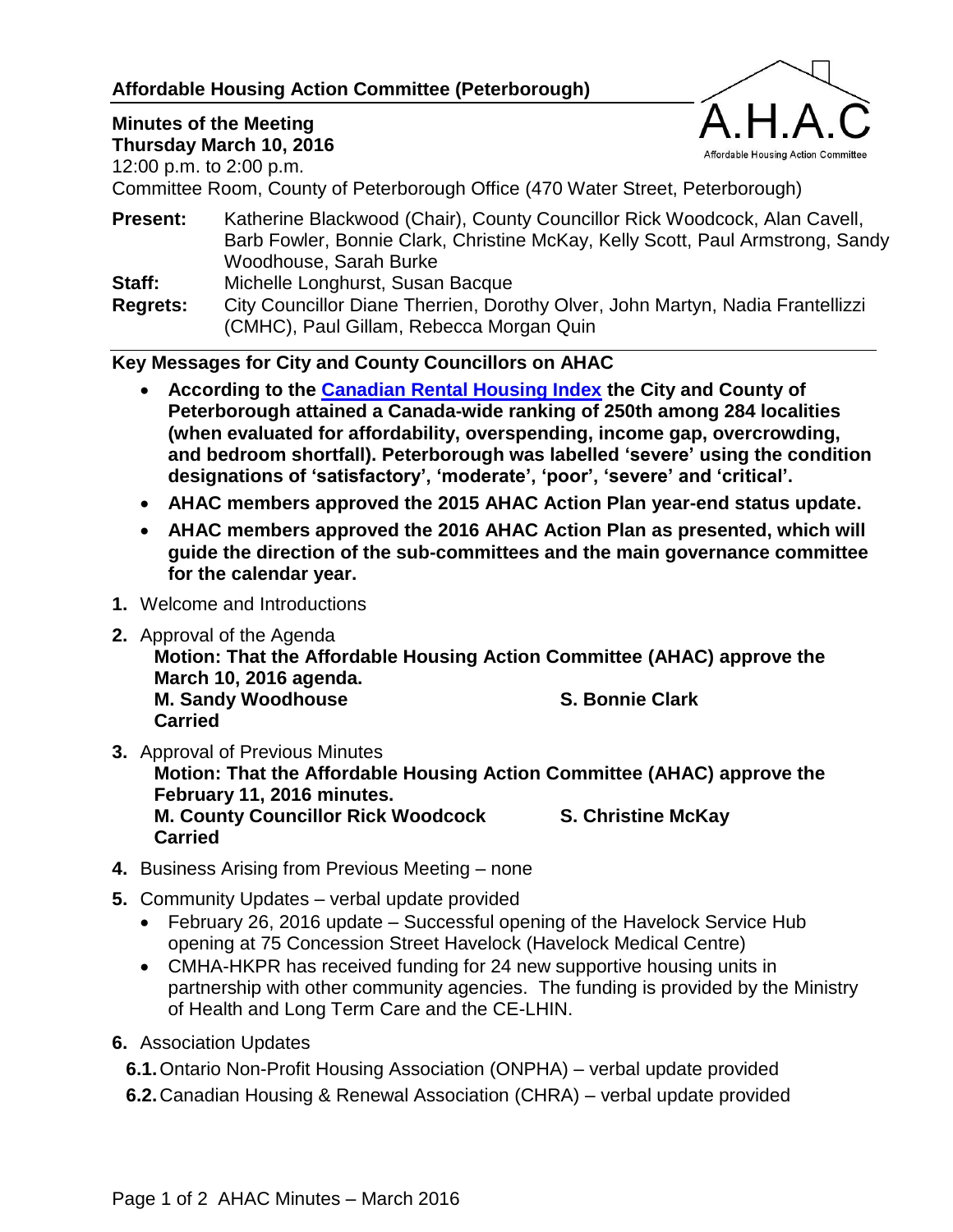# Affordable Housing Action Committee (Peterborough)

**Minutes of the Meeting**
**Thursday March 10, 2016**
12:00 p.m. to 2:00 p.m.
Committee Room, County of Peterborough Office (470 Water Street, Peterborough)

**Present:** Katherine Blackwood (Chair), County Councillor Rick Woodcock, Alan Cavell, Barb Fowler, Bonnie Clark, Christine McKay, Kelly Scott, Paul Armstrong, Sandy Woodhouse, Sarah Burke
**Staff:** Michelle Longhurst, Susan Bacque
**Regrets:** City Councillor Diane Therrien, Dorothy Olver, John Martyn, Nadia Frantellizzi (CMHC), Paul Gillam, Rebecca Morgan Quin

## Key Messages for City and County Councillors on AHAC

- **According to the Canadian Rental Housing Index the City and County of Peterborough attained a Canada-wide ranking of 250th among 284 localities (when evaluated for affordability, overspending, income gap, overcrowding, and bedroom shortfall). Peterborough was labelled 'severe' using the condition designations of 'satisfactory', 'moderate', 'poor', 'severe' and 'critical'.**
- **AHAC members approved the 2015 AHAC Action Plan year-end status update.**
- **AHAC members approved the 2016 AHAC Action Plan as presented, which will guide the direction of the sub-committees and the main governance committee for the calendar year.**

**1.** Welcome and Introductions

**2.** Approval of the Agenda
**Motion: That the Affordable Housing Action Committee (AHAC) approve the March 10, 2016 agenda.**
**M. Sandy Woodhouse** **S. Bonnie Clark**
**Carried**

**3.** Approval of Previous Minutes
**Motion: That the Affordable Housing Action Committee (AHAC) approve the February 11, 2016 minutes.**
**M. County Councillor Rick Woodcock** **S. Christine McKay**
**Carried**

**4.** Business Arising from Previous Meeting – none

**5.** Community Updates – verbal update provided
- February 26, 2016 update – Successful opening of the Havelock Service Hub opening at 75 Concession Street Havelock (Havelock Medical Centre)
- CMHA-HKPR has received funding for 24 new supportive housing units in partnership with other community agencies. The funding is provided by the Ministry of Health and Long Term Care and the CE-LHIN.

**6.** Association Updates
**6.1.** Ontario Non-Profit Housing Association (ONPHA) – verbal update provided
**6.2.** Canadian Housing & Renewal Association (CHRA) – verbal update provided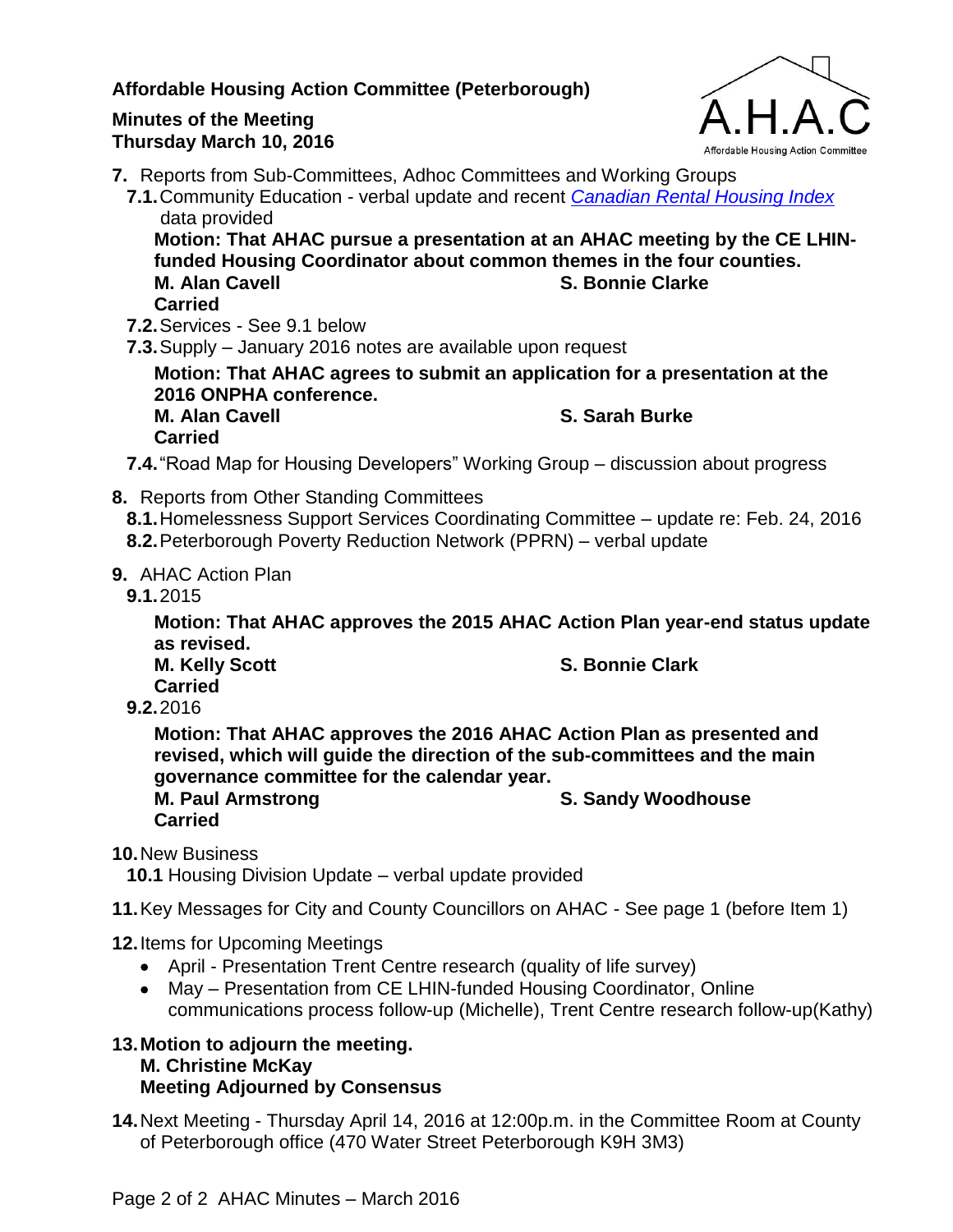**Affordable Housing Action Committee (Peterborough)**

**Minutes of the Meeting**
**Thursday March 10, 2016**

7. Reports from Sub-Committees, Adhoc Committees and Working Groups
   - **7.1.** Community Education - verbal update and recent *Canadian Rental Housing Index* data provided

     **Motion: That AHAC pursue a presentation at an AHAC meeting by the CE LHIN-funded Housing Coordinator about common themes in the four counties.**
     **M. Alan Cavell** **S. Bonnie Clarke**
     **Carried**
   - **7.2.** Services - See 9.1 below
   - **7.3.** Supply – January 2016 notes are available upon request

     **Motion: That AHAC agrees to submit an application for a presentation at the 2016 ONPHA conference.**
     **M. Alan Cavell** **S. Sarah Burke**
     **Carried**
   - **7.4.** "Road Map for Housing Developers" Working Group – discussion about progress
8. Reports from Other Standing Committees
   - **8.1.** Homelessness Support Services Coordinating Committee – update re: Feb. 24, 2016
   - **8.2.** Peterborough Poverty Reduction Network (PPRN) – verbal update
9. AHAC Action Plan
   - **9.1.** 2015

     **Motion: That AHAC approves the 2015 AHAC Action Plan year-end status update as revised.**
     **M. Kelly Scott** **S. Bonnie Clark**
     **Carried**
   - **9.2.** 2016

     **Motion: That AHAC approves the 2016 AHAC Action Plan as presented and revised, which will guide the direction of the sub-committees and the main governance committee for the calendar year.**
     **M. Paul Armstrong** **S. Sandy Woodhouse**
     **Carried**
10. New Business
    - **10.1** Housing Division Update – verbal update provided
11. Key Messages for City and County Councillors on AHAC - See page 1 (before Item 1)
12. Items for Upcoming Meetings
    - April - Presentation Trent Centre research (quality of life survey)
    - May – Presentation from CE LHIN-funded Housing Coordinator, Online communications process follow-up (Michelle), Trent Centre research follow-up(Kathy)
13. **Motion to adjourn the meeting.**
    **M. Christine McKay**
    **Meeting Adjourned by Consensus**
14. Next Meeting - Thursday April 14, 2016 at 12:00p.m. in the Committee Room at County of Peterborough office (470 Water Street Peterborough K9H 3M3)